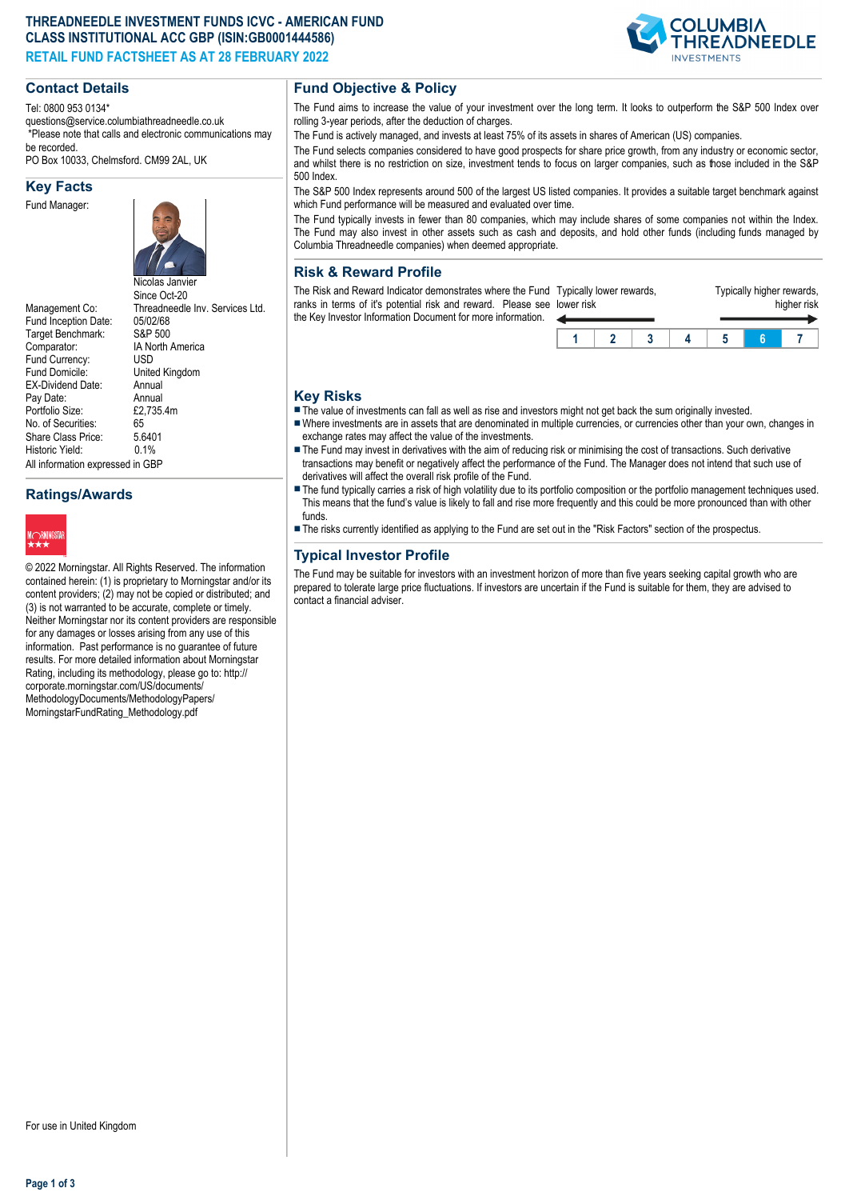# THREADNEEDLE INVESTMENT FUNDS ICVC - AMERICAN FUND
# CLASS INSTITUTIONAL ACC GBP (ISIN:GB0001444586)

**RETAIL FUND FACTSHEET AS AT 28 FEBRUARY 2022**

## Contact Details

Tel: 0800 953 0134*
questions@service.columbiathreadneedle.co.uk
*Please note that calls and electronic communications may be recorded.
PO Box 10033, Chelmsford. CM99 2AL, UK

## Key Facts

| | |
|---|---|
| Fund Manager: | Nicolas Janvier |
| | Since Oct-20 |
| Management Co: | Threadneedle Inv. Services Ltd. |
| Fund Inception Date: | 05/02/68 |
| Target Benchmark: | S&P 500 |
| Comparator: | IA North America |
| Fund Currency: | USD |
| Fund Domicile: | United Kingdom |
| EX-Dividend Date: | Annual |
| Pay Date: | Annual |
| Portfolio Size: | £2,735.4m |
| No. of Securities: | 65 |
| Share Class Price: | 5.6401 |
| Historic Yield: | 0.1% |

All information expressed in GBP

## Ratings/Awards

© 2022 Morningstar. All Rights Reserved. The information contained herein: (1) is proprietary to Morningstar and/or its content providers; (2) may not be copied or distributed; and (3) is not warranted to be accurate, complete or timely. Neither Morningstar nor its content providers are responsible for any damages or losses arising from any use of this information. Past performance is no guarantee of future results. For more detailed information about Morningstar Rating, including its methodology, please go to: http://corporate.morningstar.com/US/documents/MethodologyDocuments/MethodologyPapers/MorningstarFundRating_Methodology.pdf

For use in United Kingdom

## Fund Objective & Policy

The Fund aims to increase the value of your investment over the long term. It looks to outperform the S&P 500 Index over rolling 3-year periods, after the deduction of charges.

The Fund is actively managed, and invests at least 75% of its assets in shares of American (US) companies.

The Fund selects companies considered to have good prospects for share price growth, from any industry or economic sector, and whilst there is no restriction on size, investment tends to focus on larger companies, such as those included in the S&P 500 Index.

The S&P 500 Index represents around 500 of the largest US listed companies. It provides a suitable target benchmark against which Fund performance will be measured and evaluated over time.

The Fund typically invests in fewer than 80 companies, which may include shares of some companies not within the Index. The Fund may also invest in other assets such as cash and deposits, and hold other funds (including funds managed by Columbia Threadneedle companies) when deemed appropriate.

## Risk & Reward Profile

The Risk and Reward Indicator demonstrates where the Fund ranks in terms of it's potential risk and reward. Please see the Key Investor Document for more information.

Typically lower rewards, lower risk — Typically higher rewards, higher risk

| 1 | 2 | 3 | 4 | 5 | **6** | 7 |
|---|---|---|---|---|---|---|

## Key Risks

- The value of investments can fall as well as rise and investors might not get back the sum originally invested.
- Where investments are in assets that are denominated in multiple currencies, or currencies other than your own, changes in exchange rates may affect the value of the investments.
- The Fund may invest in derivatives with the aim of reducing risk or minimising the cost of transactions. Such derivative transactions may benefit or negatively affect the performance of the Fund. The Manager does not intend that such use of derivatives will affect the overall risk profile of the Fund.
- The fund typically carries a risk of high volatility due to its portfolio composition or the portfolio management techniques used. This means that the fund's value is likely to fall and rise more frequently and this could be more pronounced than with other funds.
- The risks currently identified as applying to the Fund are set out in the "Risk Factors" section of the prospectus.

## Typical Investor Profile

The Fund may be suitable for investors with an investment horizon of more than five years seeking capital growth who are prepared to tolerate large price fluctuations. If investors are uncertain if the Fund is suitable for them, they are advised to contact a financial adviser.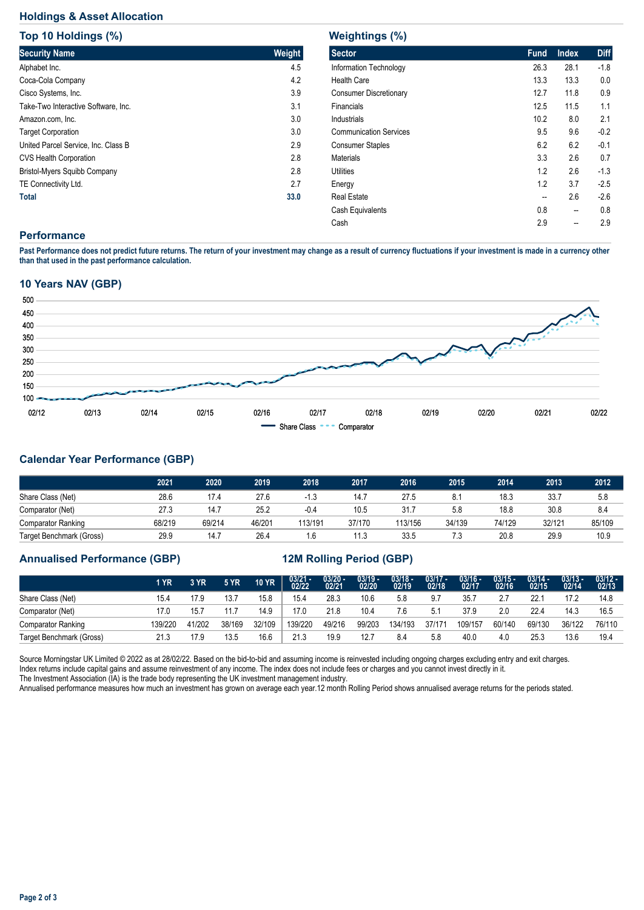## Holdings & Asset Allocation

### Top 10 Holdings (%)

| Security Name | Weight |
|---|---|
| Alphabet Inc. | 4.5 |
| Coca-Cola Company | 4.2 |
| Cisco Systems, Inc. | 3.9 |
| Take-Two Interactive Software, Inc. | 3.1 |
| Amazon.com, Inc. | 3.0 |
| Target Corporation | 3.0 |
| United Parcel Service, Inc. Class B | 2.9 |
| CVS Health Corporation | 2.8 |
| Bristol-Myers Squibb Company | 2.8 |
| TE Connectivity Ltd. | 2.7 |
| **Total** | **33.0** |

### Weightings (%)

| Sector | Fund | Index | Diff |
|---|---|---|---|
| Information Technology | 26.3 | 28.1 | -1.8 |
| Health Care | 13.3 | 13.3 | 0.0 |
| Consumer Discretionary | 12.7 | 11.8 | 0.9 |
| Financials | 12.5 | 11.5 | 1.1 |
| Industrials | 10.2 | 8.0 | 2.1 |
| Communication Services | 9.5 | 9.6 | -0.2 |
| Consumer Staples | 6.2 | 6.2 | -0.1 |
| Materials | 3.3 | 2.6 | 0.7 |
| Utilities | 1.2 | 2.6 | -1.3 |
| Energy | 1.2 | 3.7 | -2.5 |
| Real Estate | -- | 2.6 | -2.6 |
| Cash Equivalents | 0.8 | -- | 0.8 |
| Cash | 2.9 | -- | 2.9 |

## Performance

**Past Performance does not predict future returns. The return of your investment may change as a result of currency fluctuations if your investment is made in a currency other than that used in the past performance calculation.**

### 10 Years NAV (GBP)

Share Class — Comparator

### Calendar Year Performance (GBP)

| | 2021 | 2020 | 2019 | 2018 | 2017 | 2016 | 2015 | 2014 | 2013 | 2012 |
|---|---|---|---|---|---|---|---|---|---|---|
| Share Class (Net) | 28.6 | 17.4 | 27.6 | -1.3 | 14.7 | 27.5 | 8.1 | 18.3 | 33.7 | 5.8 |
| Comparator (Net) | 27.3 | 14.7 | 25.2 | -0.4 | 10.5 | 31.7 | 5.8 | 18.8 | 30.8 | 8.4 |
| Comparator Ranking | 68/219 | 69/214 | 46/201 | 113/191 | 37/170 | 113/156 | 34/139 | 74/129 | 32/121 | 85/109 |
| Target Benchmark (Gross) | 29.9 | 14.7 | 26.4 | 1.6 | 11.3 | 33.5 | 7.3 | 20.8 | 29.9 | 10.9 |

### Annualised Performance (GBP) / 12M Rolling Period (GBP)

| | 1 YR | 3 YR | 5 YR | 10 YR | 03/21 - 02/22 | 03/20 - 02/21 | 03/19 - 02/20 | 03/18 - 02/19 | 03/17 - 02/18 | 03/16 - 02/17 | 03/15 - 02/16 | 03/14 - 02/15 | 03/13 - 02/14 | 03/12 - 02/13 |
|---|---|---|---|---|---|---|---|---|---|---|---|---|---|---|
| Share Class (Net) | 15.4 | 17.9 | 13.7 | 15.8 | 15.4 | 28.3 | 10.6 | 5.8 | 9.7 | 35.7 | 2.7 | 22.1 | 17.2 | 14.8 |
| Comparator (Net) | 17.0 | 15.7 | 11.7 | 14.9 | 17.0 | 21.8 | 10.4 | 7.6 | 5.1 | 37.9 | 2.0 | 22.4 | 14.3 | 16.5 |
| Comparator Ranking | 139/220 | 41/202 | 38/169 | 32/109 | 139/220 | 49/216 | 99/203 | 134/193 | 37/171 | 109/157 | 60/140 | 69/130 | 36/122 | 76/110 |
| Target Benchmark (Gross) | 21.3 | 17.9 | 13.5 | 16.6 | 21.3 | 19.9 | 12.7 | 8.4 | 5.8 | 40.0 | 4.0 | 25.3 | 13.6 | 19.4 |

Source Morningstar UK Limited © 2022 as at 28/02/22. Based on the bid-to-bid and assuming income is reinvested including ongoing charges excluding entry and exit charges.
Index returns include capital gains and assume reinvestment of any income. The index does not include fees or charges and you cannot invest directly in it.
The Investment Association (IA) is the trade body representing the UK investment management industry.
Annualised performance measures how much an investment has grown on average each year.12 month Rolling Period shows annualised average returns for the periods stated.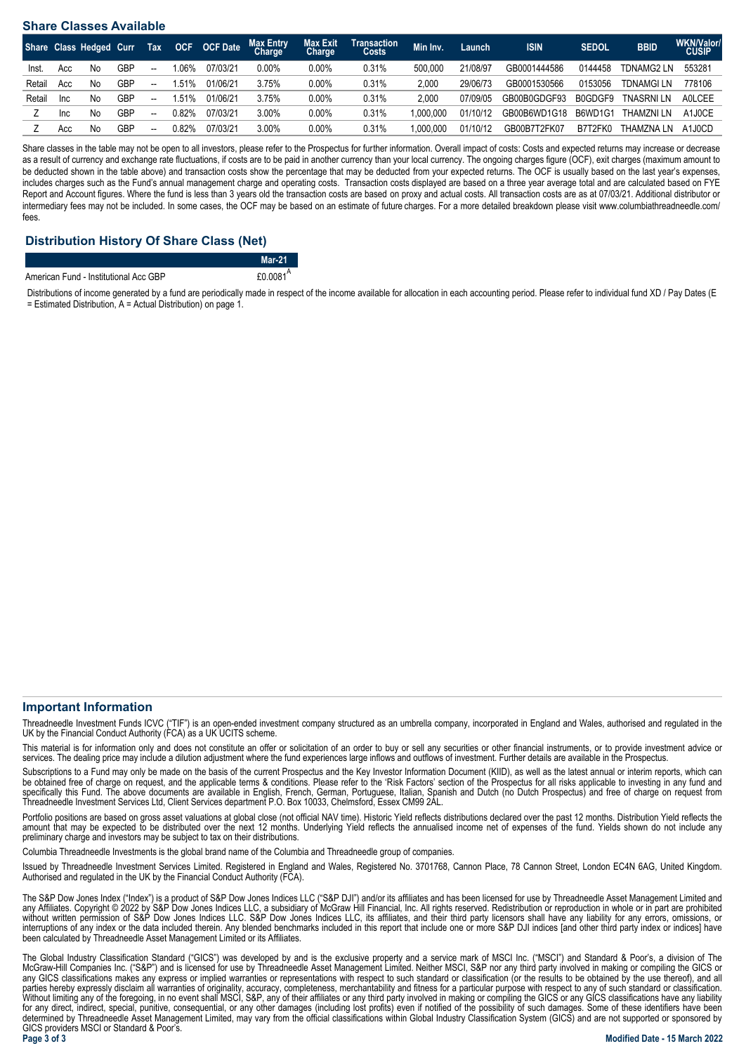## Share Classes Available

| Share | Class | Hedged | Curr | Tax | OCF | OCF Date | Max Entry Charge | Max Exit Charge | Transaction Costs | Min Inv. | Launch | ISIN | SEDOL | BBID | WKN/Valor/ CUSIP |
|---|---|---|---|---|---|---|---|---|---|---|---|---|---|---|---|
| Inst. | Acc | No | GBP | -- | 1.06% | 07/03/21 | 0.00% | 0.00% | 0.31% | 500,000 | 21/08/97 | GB0001444586 | 0144458 | TDNAMG2 LN | 553281 |
| Retail | Acc | No | GBP | -- | 1.51% | 01/06/21 | 3.75% | 0.00% | 0.31% | 2,000 | 29/06/73 | GB0001530566 | 0153056 | TDNAMGI LN | 778106 |
| Retail | Inc | No | GBP | -- | 1.51% | 01/06/21 | 3.75% | 0.00% | 0.31% | 2,000 | 07/09/05 | GB00B0GDGF93 | B0GDGF9 | TNASRNI LN | A0LCEE |
| Z | Inc | No | GBP | -- | 0.82% | 07/03/21 | 3.00% | 0.00% | 0.31% | 1,000,000 | 01/10/12 | GB00B6WD1G18 | B6WD1G1 | THAMZNI LN | A1J0CE |
| Z | Acc | No | GBP | -- | 0.82% | 07/03/21 | 3.00% | 0.00% | 0.31% | 1,000,000 | 01/10/12 | GB00B7T2FK07 | B7T2FK0 | THAMZNA LN | A1J0CD |

Share classes in the table may not be open to all investors, please refer to the Prospectus for further information. Overall impact of costs: Costs and expected returns may increase or decrease as a result of currency and exchange rate fluctuations, if costs are to be paid in another currency than your local currency. The ongoing charges figure (OCF), exit charges (maximum amount to be deducted shown in the table above) and transaction costs show the percentage that may be deducted from your expected returns. The OCF is usually based on the last year's expenses, includes charges such as the Fund's annual management charge and operating costs. Transaction costs displayed are based on a three year average total and are calculated based on FYE Report and Account figures. Where the fund is less than 3 years old the transaction costs are based on proxy and actual costs. All transaction costs are as at 07/03/21. Additional distributor or intermediary fees may not be included. In some cases, the OCF may be based on an estimate of future charges. For a more detailed breakdown please visit www.columbiathreadneedle.com/fees.

## Distribution History Of Share Class (Net)

| | Mar-21 |
|---|---|
| American Fund - Institutional Acc GBP | £0.0081[A] |

Distributions of income generated by a fund are periodically made in respect of the income available for allocation in each accounting period. Please refer to individual fund XD / Pay Dates (E = Estimated Distribution, A = Actual Distribution) on page 1.

## Important Information

Threadneedle Investment Funds ICVC ("TIF") is an open-ended investment company structured as an umbrella company, incorporated in England and Wales, authorised and regulated in the UK by the Financial Conduct Authority (FCA) as a UK UCITS scheme.

This material is for information only and does not constitute an offer or solicitation of an order to buy or sell any securities or other financial instruments, or to provide investment advice or services. The dealing price may include a dilution adjustment where the fund experiences large inflows and outflows of investment. Further details are available in the Prospectus.

Subscriptions to a Fund may only be made on the basis of the current Prospectus and the Key Investor Information Document (KIID), as well as the latest annual or interim reports, which can be obtained free of charge on request, and the applicable terms & conditions. Please refer to the 'Risk Factors' section of the Prospectus for all risks applicable to investing in any fund and specifically this Fund. The above documents are available in English, French, German, Portuguese, Italian, Spanish and Dutch (no Dutch Prospectus) and free of charge on request from Threadneedle Investment Services Ltd, Client Services department P.O. Box 10033, Chelmsford, Essex CM99 2AL.

Portfolio positions are based on gross asset valuations at global close (not official NAV time). Historic Yield reflects distributions declared over the past 12 months. Distribution Yield reflects the amount that may be expected to be distributed over the next 12 months. Underlying Yield reflects the annualised income net of expenses of the fund. Yields shown do not include any preliminary charge and investors may be subject to tax on their distributions.

Columbia Threadneedle Investments is the global brand name of the Columbia and Threadneedle group of companies.

Issued by Threadneedle Investment Services Limited. Registered in England and Wales, Registered No. 3701768, Cannon Place, 78 Cannon Street, London EC4N 6AG, United Kingdom. Authorised and regulated in the UK by the Financial Conduct Authority (FCA).

The S&P Dow Jones Index ("Index") is a product of S&P Dow Jones Indices LLC ("S&P DJI") and/or its affiliates and has been licensed for use by Threadneedle Asset Management Limited and any Affiliates. Copyright © 2022 by S&P Dow Jones Indices LLC, a subsidiary of McGraw Hill Financial, Inc. All rights reserved. Redistribution or reproduction in whole or in part are prohibited without written permission of S&P Dow Jones Indices LLC. S&P Dow Jones Indices LLC, its affiliates, and their third party licensors shall have any liability for any errors, omissions, or interruptions of any index or the data included therein. Any blended benchmarks included in this report that include one or more S&P DJI indices [and other third party index or indices] have been calculated by Threadneedle Asset Management Limited or its Affiliates.

The Global Industry Classification Standard ("GICS") was developed by and is the exclusive property and a service mark of MSCI Inc. ("MSCI") and Standard & Poor's, a division of The McGraw-Hill Companies Inc. ("S&P") and is licensed for use by Threadneedle Asset Management Limited. Neither MSCI, S&P nor any third party involved in making or compiling the GICS or any GICS classifications makes any express or implied warranties or representations with respect to such standard or classification (or the results to be obtained by the use thereof), and all parties hereby expressly disclaim all warranties of originality, accuracy, completeness, merchantability and fitness for a particular purpose with respect to any of such standard or classification. Without limiting any of the foregoing, in no event shall MSCI, S&P, any of their affiliates or any third party involved in making or compiling the GICS or any GICS classifications have any liability for any direct, indirect, special, punitive, consequential, or any other damages (including lost profits) even if notified of the possibility of such damages. Some of these identifiers have been determined by Threadneedle Asset Management Limited, may vary from the official classifications within Global Industry Classification System (GICS) and are not supported or sponsored by GICS providers MSCI or Standard & Poor's.

Modified Date - 15 March 2022